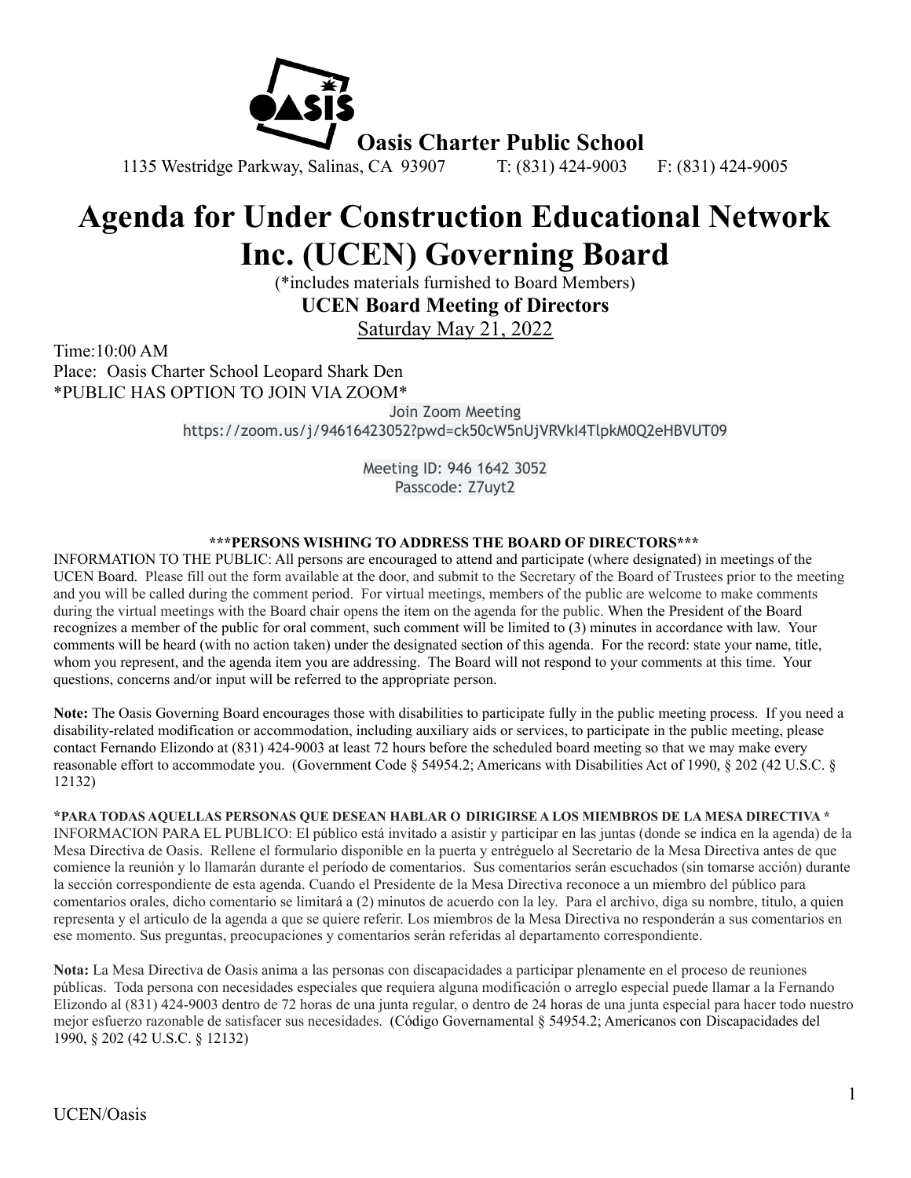**Oasis Charter Public School**

1135 Westridge Parkway, Salinas, CA 93907 T: (831) 424-9003 F: (831) 424-9005

# Agenda for Under Construction Educational Network Inc. (UCEN) Governing Board

(*includes materials furnished to Board Members)

**UCEN Board Meeting of Directors**

Saturday May 21, 2022

Time:10:00 AM
Place: Oasis Charter School Leopard Shark Den
*PUBLIC HAS OPTION TO JOIN VIA ZOOM*

Join Zoom Meeting
https://zoom.us/j/94616423052?pwd=ck50cW5nUjVRVkI4TlpkM0Q2eHBVUT09

Meeting ID: 946 1642 3052
Passcode: Z7uyt2

**\*\*\*PERSONS WISHING TO ADDRESS THE BOARD OF DIRECTORS\*\*\***

INFORMATION TO THE PUBLIC: All persons are encouraged to attend and participate (where designated) in meetings of the UCEN Board. Please fill out the form available at the door, and submit to the Secretary of the Board of Trustees prior to the meeting and you will be called during the comment period. For virtual meetings, members of the public are welcome to make comments during the virtual meetings with the Board chair opens the item on the agenda for the public. When the President of the Board recognizes a member of the public for oral comment, such comment will be limited to (3) minutes in accordance with law. Your comments will be heard (with no action taken) under the designated section of this agenda. For the record: state your name, title, whom you represent, and the agenda item you are addressing. The Board will not respond to your comments at this time. Your questions, concerns and/or input will be referred to the appropriate person.

**Note:** The Oasis Governing Board encourages those with disabilities to participate fully in the public meeting process. If you need a disability-related modification or accommodation, including auxiliary aids or services, to participate in the public meeting, please contact Fernando Elizondo at (831) 424-9003 at least 72 hours before the scheduled board meeting so that we may make every reasonable effort to accommodate you. (Government Code § 54954.2; Americans with Disabilities Act of 1990, § 202 (42 U.S.C. § 12132)

**\*PARA TODAS AQUELLAS PERSONAS QUE DESEAN HABLAR O DIRIGIRSE A LOS MIEMBROS DE LA MESA DIRECTIVA \***

INFORMACION PARA EL PUBLICO: El público está invitado a asistir y participar en las juntas (donde se indica en la agenda) de la Mesa Directiva de Oasis. Rellene el formulario disponible en la puerta y entréguelo al Secretario de la Mesa Directiva antes de que comience la reunión y lo llamarán durante el período de comentarios. Sus comentarios serán escuchados (sin tomarse acción) durante la sección correspondiente de esta agenda. Cuando el Presidente de la Mesa Directiva reconoce a un miembro del público para comentarios orales, dicho comentario se limitará a (2) minutos de acuerdo con la ley. Para el archivo, diga su nombre, titulo, a quien representa y el articulo de la agenda a que se quiere referir. Los miembros de la Mesa Directiva no responderán a sus comentarios en ese momento. Sus preguntas, preocupaciones y comentarios serán referidas al departamento correspondiente.

**Nota:** La Mesa Directiva de Oasis anima a las personas con discapacidades a participar plenamente en el proceso de reuniones públicas. Toda persona con necesidades especiales que requiera alguna modificación o arreglo especial puede llamar a la Fernando Elizondo al (831) 424-9003 dentro de 72 horas de una junta regular, o dentro de 24 horas de una junta especial para hacer todo nuestro mejor esfuerzo razonable de satisfacer sus necesidades. (Código Governamental § 54954.2; Americanos con Discapacidades del 1990, § 202 (42 U.S.C. § 12132)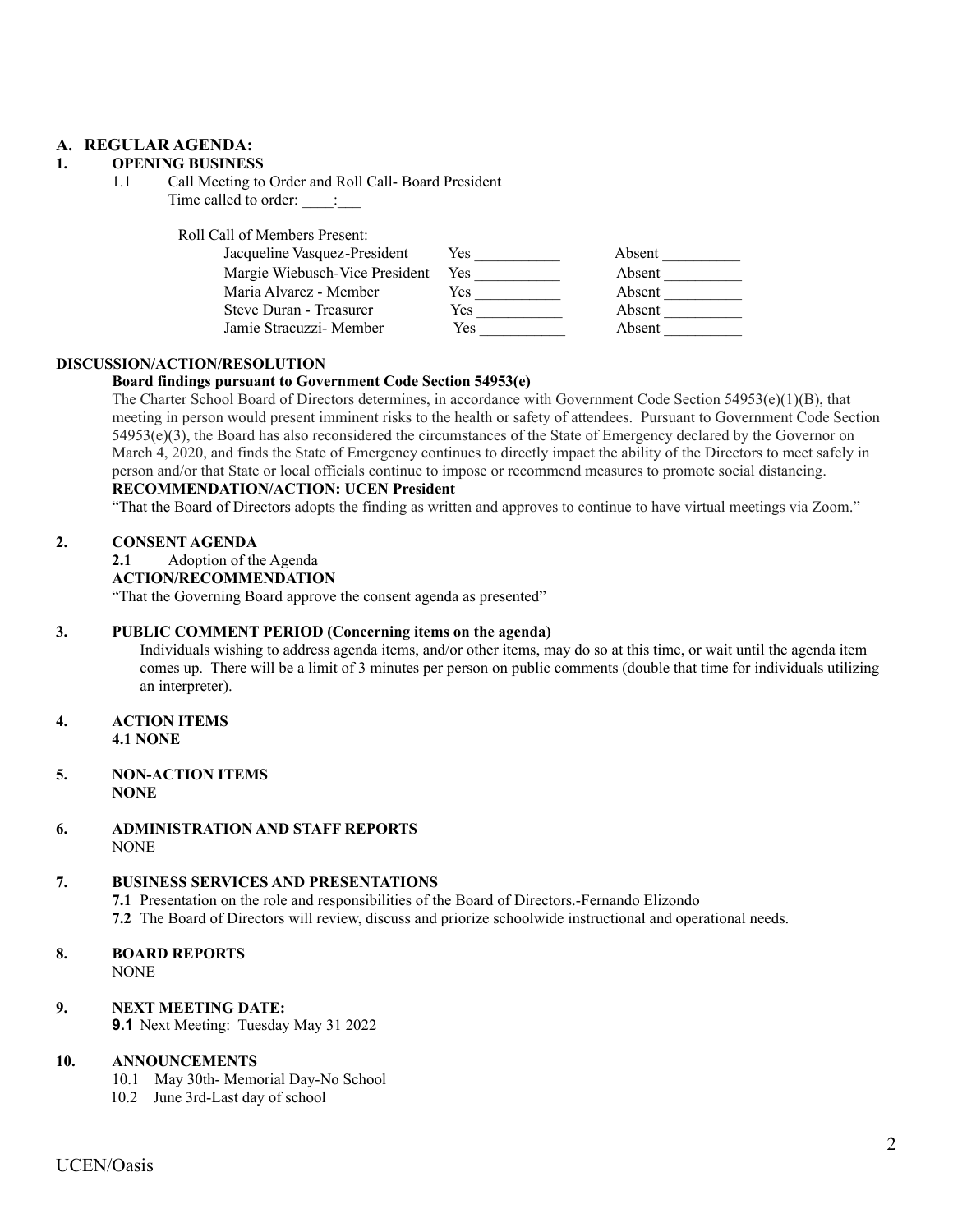## A. REGULAR AGENDA:

### 1. OPENING BUSINESS

1.1 Call Meeting to Order and Roll Call- Board President

Time called to order: ____:___

Roll Call of Members Present:

| | | |
|---|---|---|
| Jacqueline Vasquez-President | Yes ___________ | Absent __________ |
| Margie Wiebusch-Vice President | Yes ___________ | Absent __________ |
| Maria Alvarez - Member | Yes ___________ | Absent __________ |
| Steve Duran - Treasurer | Yes ___________ | Absent __________ |
| Jamie Stracuzzi- Member | Yes ___________ | Absent __________ |

**DISCUSSION/ACTION/RESOLUTION**

**Board findings pursuant to Government Code Section 54953(e)**

The Charter School Board of Directors determines, in accordance with Government Code Section 54953(e)(1)(B), that meeting in person would present imminent risks to the health or safety of attendees. Pursuant to Government Code Section 54953(e)(3), the Board has also reconsidered the circumstances of the State of Emergency declared by the Governor on March 4, 2020, and finds the State of Emergency continues to directly impact the ability of the Directors to meet safely in person and/or that State or local officials continue to impose or recommend measures to promote social distancing.

**RECOMMENDATION/ACTION: UCEN President**

"That the Board of Directors adopts the finding as written and approves to continue to have virtual meetings via Zoom."

### 2. CONSENT AGENDA

**2.1** Adoption of the Agenda

**ACTION/RECOMMENDATION**

"That the Governing Board approve the consent agenda as presented"

### 3. PUBLIC COMMENT PERIOD (Concerning items on the agenda)

Individuals wishing to address agenda items, and/or other items, may do so at this time, or wait until the agenda item comes up. There will be a limit of 3 minutes per person on public comments (double that time for individuals utilizing an interpreter).

### 4. ACTION ITEMS

**4.1 NONE**

### 5. NON-ACTION ITEMS

**NONE**

### 6. ADMINISTRATION AND STAFF REPORTS

NONE

### 7. BUSINESS SERVICES AND PRESENTATIONS

**7.1** Presentation on the role and responsibilities of the Board of Directors.-Fernando Elizondo

**7.2** The Board of Directors will review, discuss and priorize schoolwide instructional and operational needs.

### 8. BOARD REPORTS

NONE

### 9. NEXT MEETING DATE:

**9.1** Next Meeting: Tuesday May 31 2022

### 10. ANNOUNCEMENTS

10.1 May 30th- Memorial Day-No School

10.2 June 3rd-Last day of school

UCEN/Oasis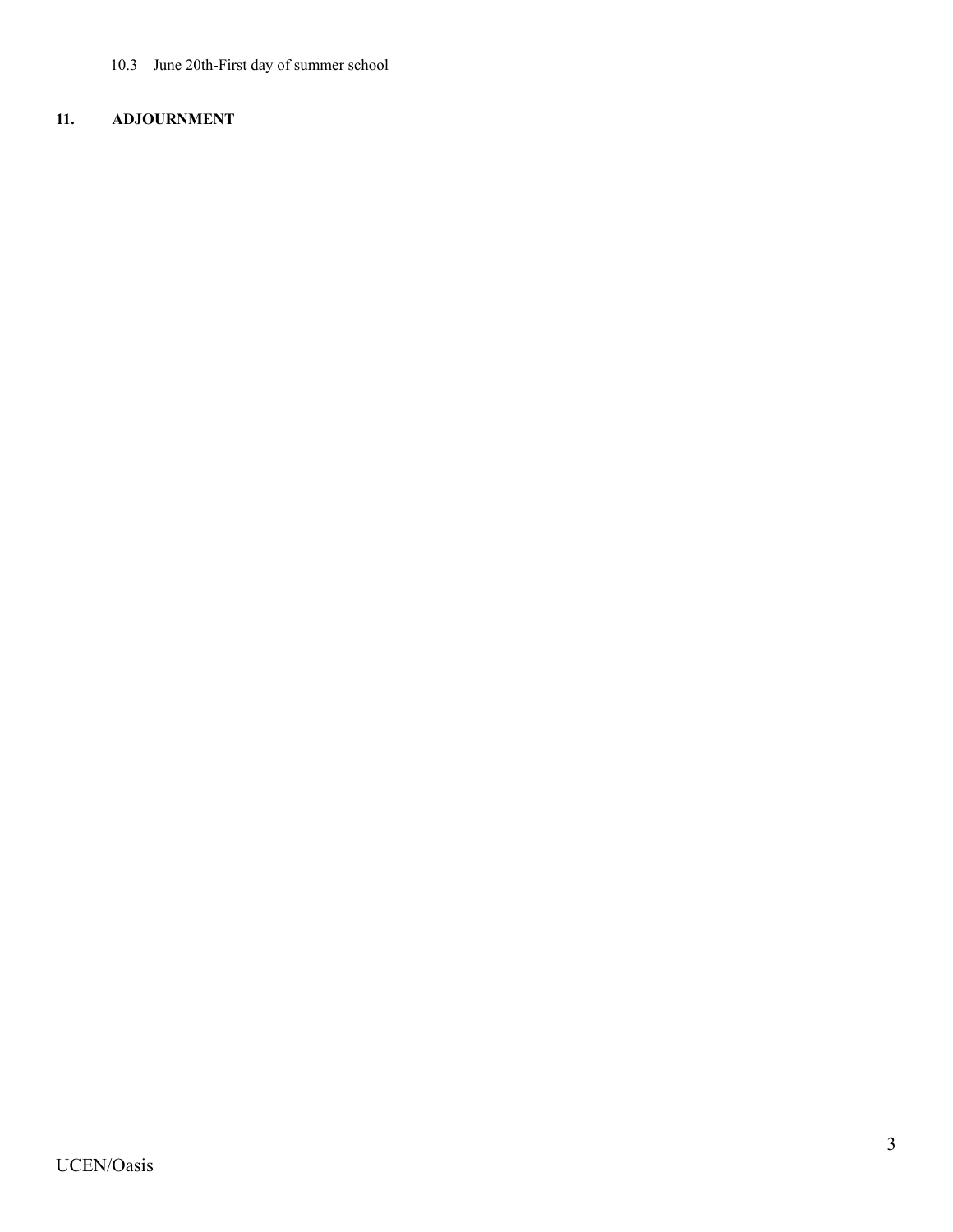10.3 June 20th-First day of summer school

## 11. ADJOURNMENT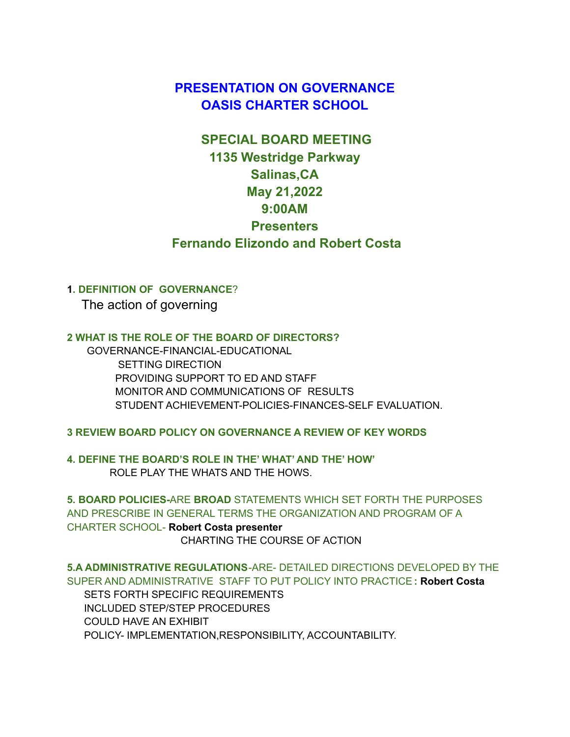# PRESENTATION ON GOVERNANCE
# OASIS CHARTER SCHOOL

## SPECIAL BOARD MEETING
## 1135 Westridge Parkway
## Salinas,CA
## May 21,2022
## 9:00AM
## Presenters
## Fernando Elizondo and Robert Costa

**1**. **DEFINITION OF GOVERNANCE**?

The action of governing

**2 WHAT IS THE ROLE OF THE BOARD OF DIRECTORS?**

GOVERNANCE-FINANCIAL-EDUCATIONAL

SETTING DIRECTION

PROVIDING SUPPORT TO ED AND STAFF

MONITOR AND COMMUNICATIONS OF RESULTS

STUDENT ACHIEVEMENT-POLICIES-FINANCES-SELF EVALUATION.

**3 REVIEW BOARD POLICY ON GOVERNANCE A REVIEW OF KEY WORDS**

**4. DEFINE THE BOARD'S ROLE IN THE' WHAT' AND THE' HOW'**

ROLE PLAY THE WHATS AND THE HOWS.

**5. BOARD POLICIES-**ARE **BROAD** STATEMENTS WHICH SET FORTH THE PURPOSES AND PRESCRIBE IN GENERAL TERMS THE ORGANIZATION AND PROGRAM OF A CHARTER SCHOOL- **Robert Costa presenter**

CHARTING THE COURSE OF ACTION

**5.A ADMINISTRATIVE REGULATIONS**-ARE- DETAILED DIRECTIONS DEVELOPED BY THE SUPER AND ADMINISTRATIVE STAFF TO PUT POLICY INTO PRACTICE **: Robert Costa**

SETS FORTH SPECIFIC REQUIREMENTS

INCLUDED STEP/STEP PROCEDURES

COULD HAVE AN EXHIBIT

POLICY- IMPLEMENTATION,RESPONSIBILITY, ACCOUNTABILITY.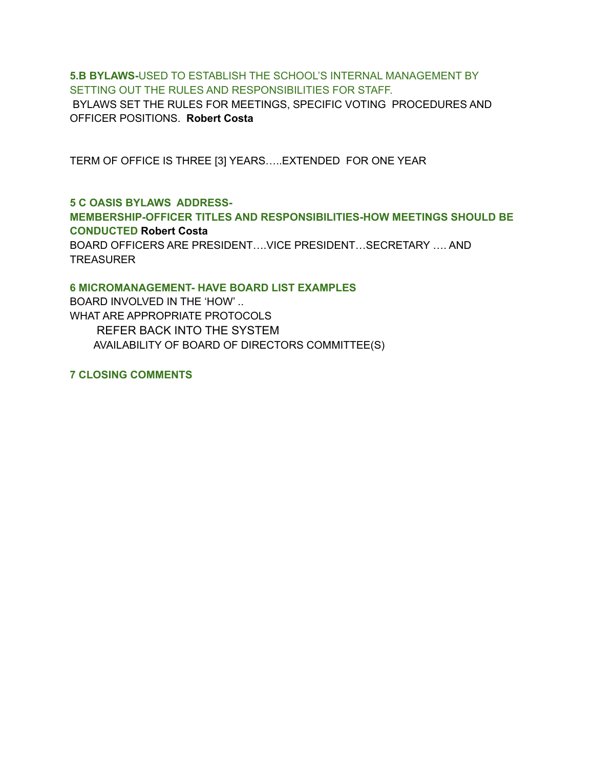**5.B BYLAWS-**USED TO ESTABLISH THE SCHOOL'S INTERNAL MANAGEMENT BY SETTING OUT THE RULES AND RESPONSIBILITIES FOR STAFF.

BYLAWS SET THE RULES FOR MEETINGS, SPECIFIC VOTING PROCEDURES AND OFFICER POSITIONS. **Robert Costa**

TERM OF OFFICE IS THREE [3] YEARS…..EXTENDED FOR ONE YEAR

**5 C OASIS BYLAWS ADDRESS-**
**MEMBERSHIP-OFFICER TITLES AND RESPONSIBILITIES-HOW MEETINGS SHOULD BE CONDUCTED Robert Costa**

BOARD OFFICERS ARE PRESIDENT….VICE PRESIDENT…SECRETARY …. AND TREASURER

**6 MICROMANAGEMENT- HAVE BOARD LIST EXAMPLES**

BOARD INVOLVED IN THE 'HOW' ..

WHAT ARE APPROPRIATE PROTOCOLS

REFER BACK INTO THE SYSTEM

AVAILABILITY OF BOARD OF DIRECTORS COMMITTEE(S)

**7 CLOSING COMMENTS**